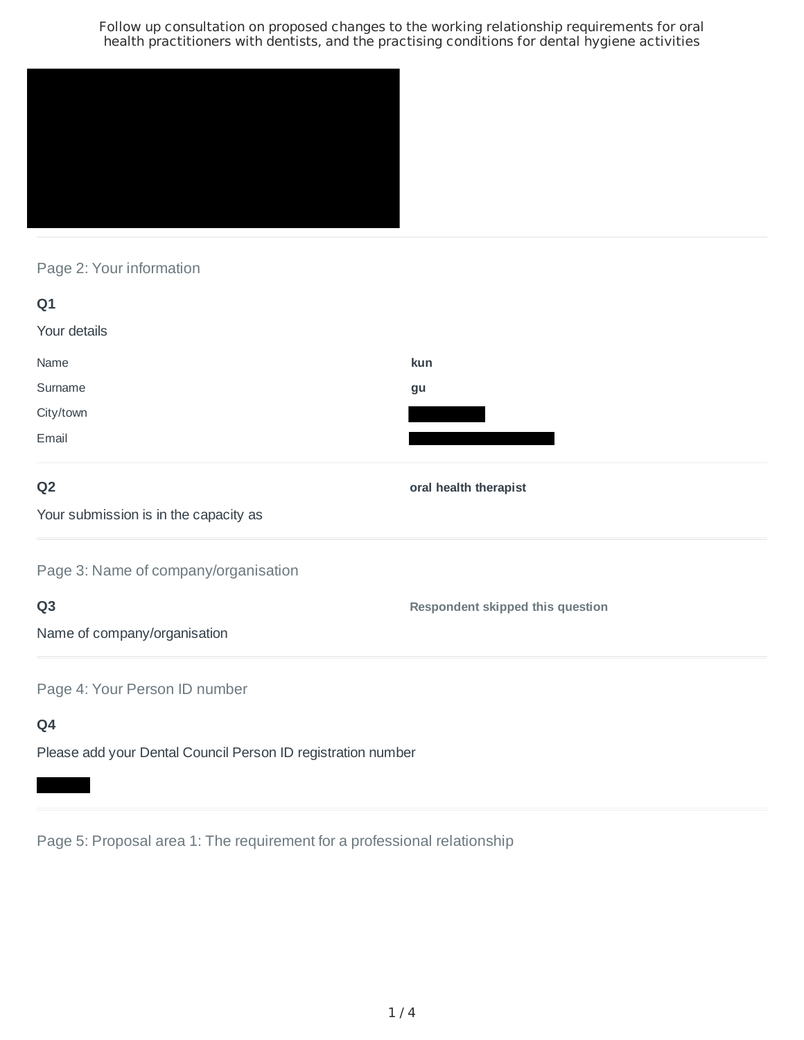# Follow up consultation on proposed changes to the working relationship requirements for oral health practitioners with dentists, and the practising conditions for dental hygiene activities

## Page 2: Your information

**Q1**

Your details

| | |
|---|---|
| Name | **kun** |
| Surname | **gu** |
| City/town | |
| Email | |

**Q2**

Your submission is in the capacity as

**oral health therapist**

## Page 3: Name of company/organisation

**Q3**

Name of company/organisation

**Respondent skipped this question**

## Page 4: Your Person ID number

**Q4**

Please add your Dental Council Person ID registration number

## Page 5: Proposal area 1: The requirement for a professional relationship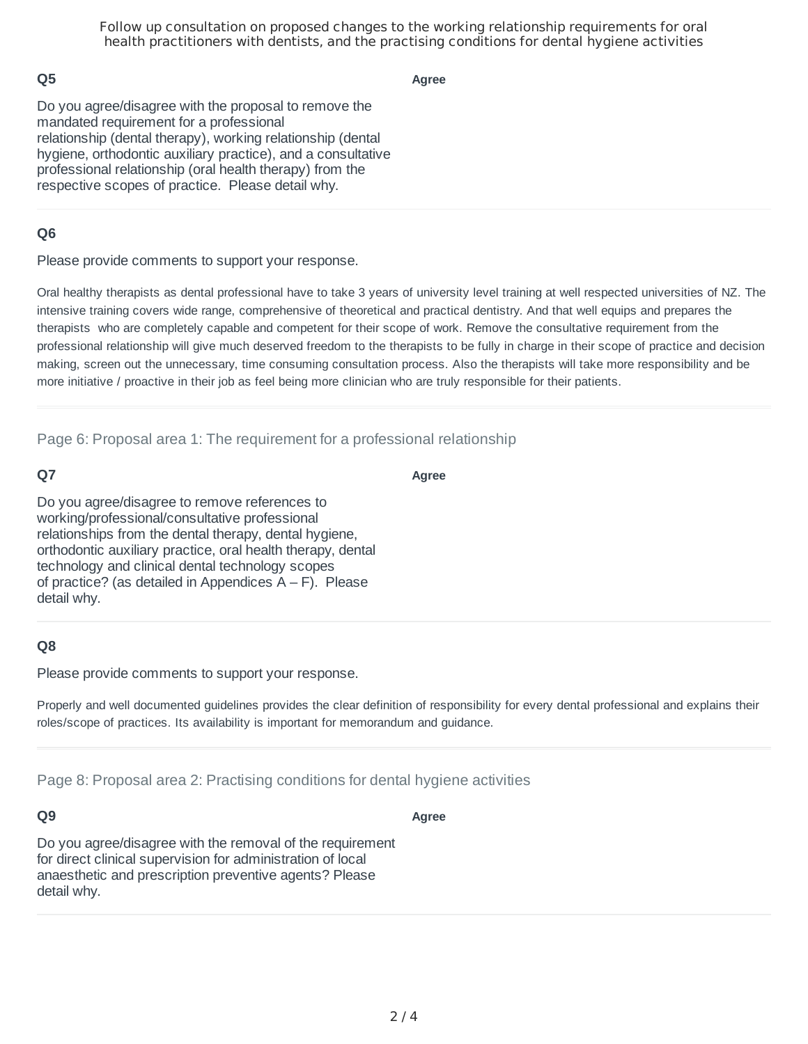### Q5

Do you agree/disagree with the proposal to remove the mandated requirement for a professional relationship (dental therapy), working relationship (dental hygiene, orthodontic auxiliary practice), and a consultative professional relationship (oral health therapy) from the respective scopes of practice. Please detail why.

**Agree**

### Q6

Please provide comments to support your response.

Oral healthy therapists as dental professional have to take 3 years of university level training at well respected universities of NZ. The intensive training covers wide range, comprehensive of theoretical and practical dentistry. And that well equips and prepares the therapists who are completely capable and competent for their scope of work. Remove the consultative requirement from the professional relationship will give much deserved freedom to the therapists to be fully in charge in their scope of practice and decision making, screen out the unnecessary, time consuming consultation process. Also the therapists will take more responsibility and be more initiative / proactive in their job as feel being more clinician who are truly responsible for their patients.

## Page 6: Proposal area 1: The requirement for a professional relationship

### Q7

Do you agree/disagree to remove references to working/professional/consultative professional relationships from the dental therapy, dental hygiene, orthodontic auxiliary practice, oral health therapy, dental technology and clinical dental technology scopes of practice? (as detailed in Appendices A – F). Please detail why.

**Agree**

### Q8

Please provide comments to support your response.

Properly and well documented guidelines provides the clear definition of responsibility for every dental professional and explains their roles/scope of practices. Its availability is important for memorandum and guidance.

## Page 8: Proposal area 2: Practising conditions for dental hygiene activities

### Q9

Do you agree/disagree with the removal of the requirement for direct clinical supervision for administration of local anaesthetic and prescription preventive agents? Please detail why.

**Agree**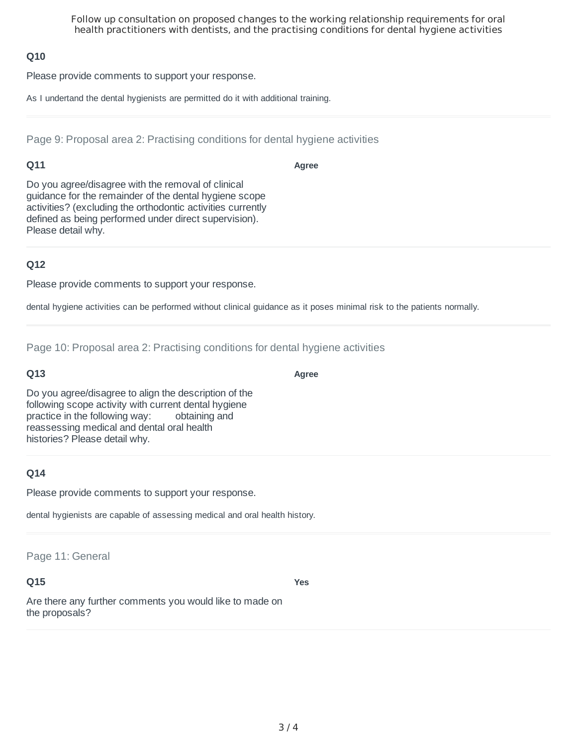### Q10

Please provide comments to support your response.

As I undertand the dental hygienists are permitted do it with additional training.

---

## Page 9: Proposal area 2: Practising conditions for dental hygiene activities

### Q11

Do you agree/disagree with the removal of clinical guidance for the remainder of the dental hygiene scope activities? (excluding the orthodontic activities currently defined as being performed under direct supervision). Please detail why.

**Agree**

### Q12

Please provide comments to support your response.

dental hygiene activities can be performed without clinical guidance as it poses minimal risk to the patients normally.

---

## Page 10: Proposal area 2: Practising conditions for dental hygiene activities

### Q13

Do you agree/disagree to align the description of the following scope activity with current dental hygiene practice in the following way: obtaining and reassessing medical and dental oral health histories? Please detail why.

**Agree**

### Q14

Please provide comments to support your response.

dental hygienists are capable of assessing medical and oral health history.

---

## Page 11: General

### Q15

Are there any further comments you would like to made on the proposals?

**Yes**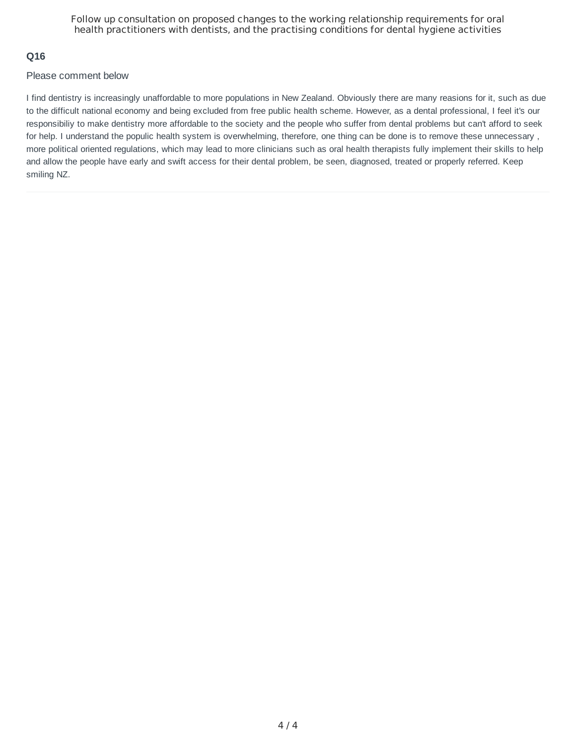## Q16

Please comment below

I find dentistry is increasingly unaffordable to more populations in New Zealand. Obviously there are many reasions for it, such as due to the difficult national economy and being excluded from free public health scheme. However, as a dental professional, I feel it's our responsibiliy to make dentistry more affordable to the society and the people who suffer from dental problems but can't afford to seek for help. I understand the populic health system is overwhelming, therefore, one thing can be done is to remove these unnecessary , more political oriented regulations, which may lead to more clinicians such as oral health therapists fully implement their skills to help and allow the people have early and swift access for their dental problem, be seen, diagnosed, treated or properly referred. Keep smiling NZ.